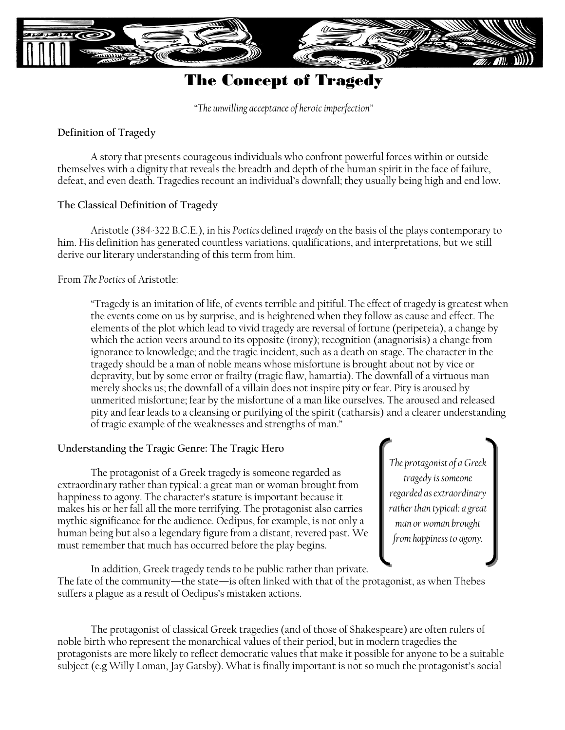# The Concept of Tragedy

*"The unwilling acceptance of heroic imperfection"*

**Definition of Tragedy**

A story that presents courageous individuals who confront powerful forces within or outside themselves with a dignity that reveals the breadth and depth of the human spirit in the face of failure, defeat, and even death. Tragedies recount an individual's downfall; they usually being high and end low.

**The Classical Definition of Tragedy**

Aristotle (384-322 B.C.E.), in his *Poetics* defined *tragedy* on the basis of the plays contemporary to him. His definition has generated countless variations, qualifications, and interpretations, but we still derive our literary understanding of this term from him.

From *The Poetics* of Aristotle:

> "Tragedy is an imitation of life, of events terrible and pitiful. The effect of tragedy is greatest when the events come on us by surprise, and is heightened when they follow as cause and effect. The elements of the plot which lead to vivid tragedy are reversal of fortune (peripeteia), a change by which the action veers around to its opposite (irony); recognition (anagnorisis) a change from ignorance to knowledge; and the tragic incident, such as a death on stage. The character in the tragedy should be a man of noble means whose misfortune is brought about not by vice or depravity, but by some error or frailty (tragic flaw, hamartia). The downfall of a virtuous man merely shocks us; the downfall of a villain does not inspire pity or fear. Pity is aroused by unmerited misfortune; fear by the misfortune of a man like ourselves. The aroused and released pity and fear leads to a cleansing or purifying of the spirit (catharsis) and a clearer understanding of tragic example of the weaknesses and strengths of man."

**Understanding the Tragic Genre: The Tragic Hero**

The protagonist of a Greek tragedy is someone regarded as extraordinary rather than typical: a great man or woman brought from happiness to agony. The character's stature is important because it makes his or her fall all the more terrifying. The protagonist also carries mythic significance for the audience. Oedipus, for example, is not only a human being but also a legendary figure from a distant, revered past. We must remember that much has occurred before the play begins.

> *The protagonist of a Greek tragedy is someone regarded as extraordinary rather than typical: a great man or woman brought from happiness to agony.*

In addition, Greek tragedy tends to be public rather than private. The fate of the community—the state—is often linked with that of the protagonist, as when Thebes suffers a plague as a result of Oedipus's mistaken actions.

The protagonist of classical Greek tragedies (and of those of Shakespeare) are often rulers of noble birth who represent the monarchical values of their period, but in modern tragedies the protagonists are more likely to reflect democratic values that make it possible for anyone to be a suitable subject (e.g Willy Loman, Jay Gatsby). What is finally important is not so much the protagonist's social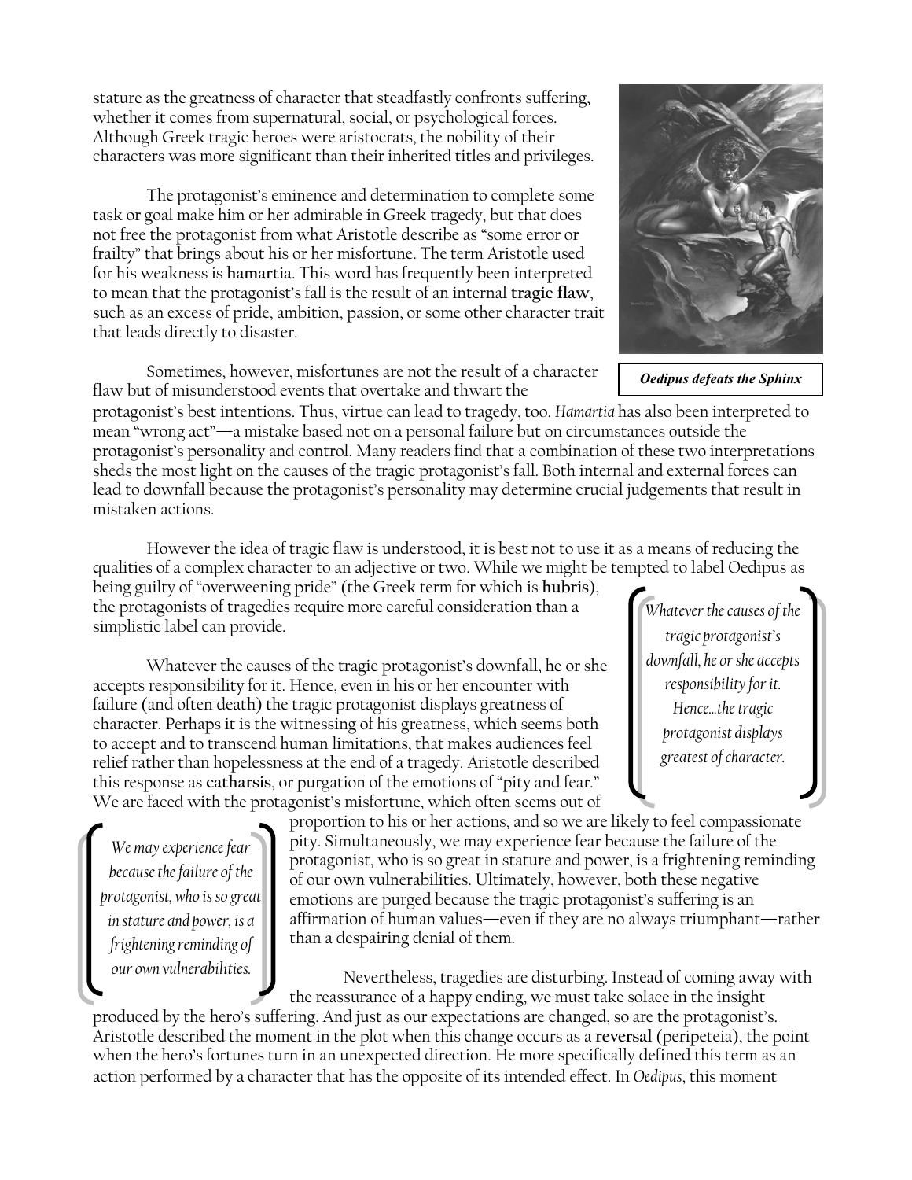stature as the greatness of character that steadfastly confronts suffering, whether it comes from supernatural, social, or psychological forces. Although Greek tragic heroes were aristocrats, the nobility of their characters was more significant than their inherited titles and privileges.

The protagonist's eminence and determination to complete some task or goal make him or her admirable in Greek tragedy, but that does not free the protagonist from what Aristotle describe as "some error or frailty" that brings about his or her misfortune. The term Aristotle used for his weakness is **hamartia**. This word has frequently been interpreted to mean that the protagonist's fall is the result of an internal **tragic flaw**, such as an excess of pride, ambition, passion, or some other character trait that leads directly to disaster.

***Oedipus defeats the Sphinx***

Sometimes, however, misfortunes are not the result of a character flaw but of misunderstood events that overtake and thwart the protagonist's best intentions. Thus, virtue can lead to tragedy, too. *Hamartia* has also been interpreted to mean "wrong act"—a mistake based not on a personal failure but on circumstances outside the protagonist's personality and control. Many readers find that a <u>combination</u> of these two interpretations sheds the most light on the causes of the tragic protagonist's fall. Both internal and external forces can lead to downfall because the protagonist's personality may determine crucial judgements that result in mistaken actions.

However the idea of tragic flaw is understood, it is best not to use it as a means of reducing the qualities of a complex character to an adjective or two. While we might be tempted to label Oedipus as being guilty of "overweening pride" (the Greek term for which is **hubris**), the protagonists of tragedies require more careful consideration than a simplistic label can provide.

> *Whatever the causes of the tragic protagonist's downfall, he or she accepts responsibility for it. Hence…the tragic protagonist displays greatest of character.*

Whatever the causes of the tragic protagonist's downfall, he or she accepts responsibility for it. Hence, even in his or her encounter with failure (and often death) the tragic protagonist displays greatness of character. Perhaps it is the witnessing of his greatness, which seems both to accept and to transcend human limitations, that makes audiences feel relief rather than hopelessness at the end of a tragedy. Aristotle described this response as **catharsis**, or purgation of the emotions of "pity and fear." We are faced with the protagonist's misfortune, which often seems out of proportion to his or her actions, and so we are likely to feel compassionate pity. Simultaneously, we may experience fear because the failure of the protagonist, who is so great in stature and power, is a frightening reminding of our own vulnerabilities. Ultimately, however, both these negative emotions are purged because the tragic protagonist's suffering is an affirmation of human values—even if they are no always triumphant—rather than a despairing denial of them.

> *We may experience fear because the failure of the protagonist, who is so great in stature and power, is a frightening reminding of our own vulnerabilities.*

Nevertheless, tragedies are disturbing. Instead of coming away with the reassurance of a happy ending, we must take solace in the insight produced by the hero's suffering. And just as our expectations are changed, so are the protagonist's. Aristotle described the moment in the plot when this change occurs as a **reversal** (peripeteia), the point when the hero's fortunes turn in an unexpected direction. He more specifically defined this term as an action performed by a character that has the opposite of its intended effect. In *Oedipus*, this moment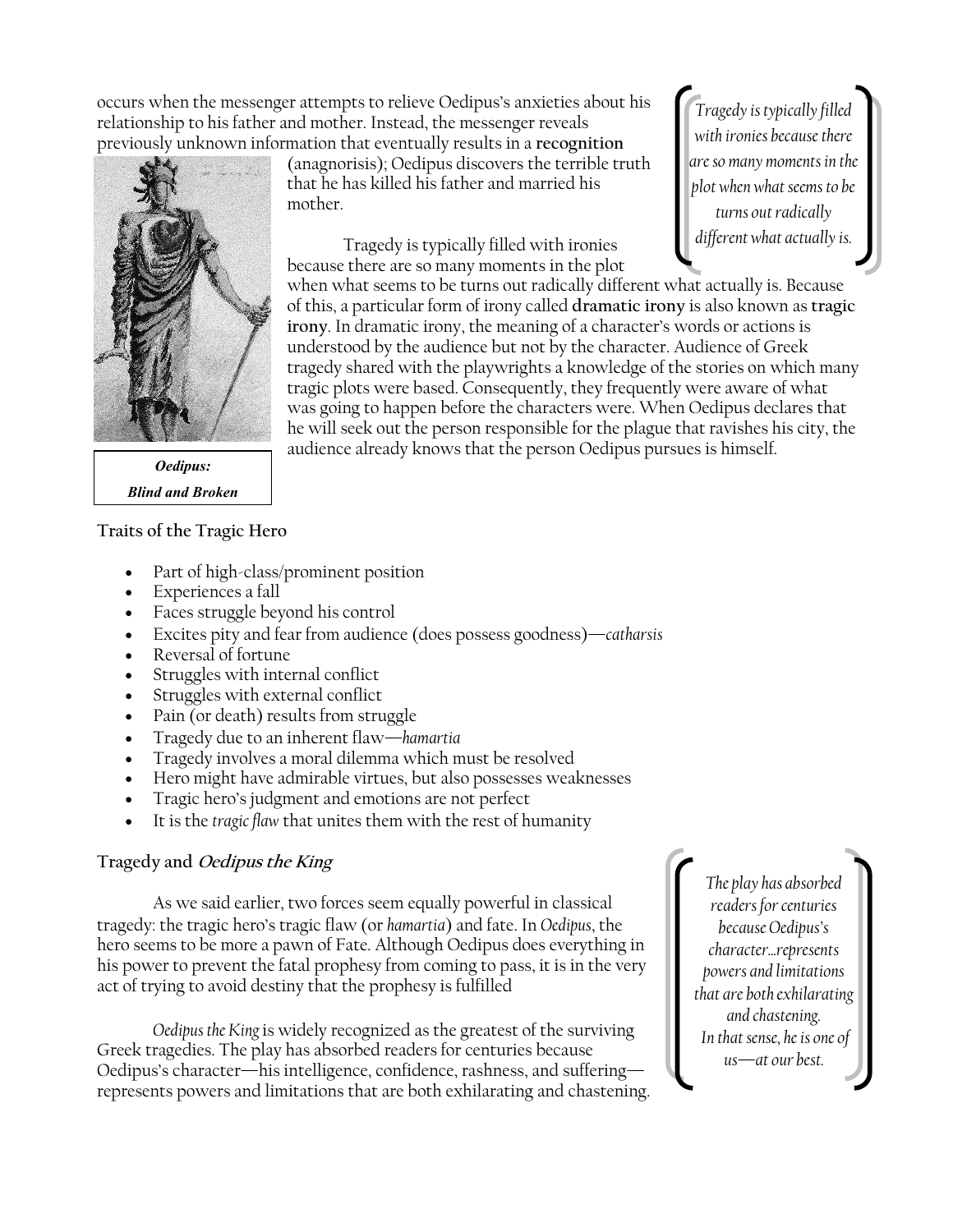occurs when the messenger attempts to relieve Oedipus's anxieties about his relationship to his father and mother. Instead, the messenger reveals previously unknown information that eventually results in a **recognition** (anagnorisis); Oedipus discovers the terrible truth that he has killed his father and married his mother.

*Tragedy is typically filled with ironies because there are so many moments in the plot when what seems to be turns out radically different what actually is.*

Tragedy is typically filled with ironies because there are so many moments in the plot when what seems to be turns out radically different what actually is. Because of this, a particular form of irony called **dramatic irony** is also known as **tragic irony**. In dramatic irony, the meaning of a character's words or actions is understood by the audience but not by the character. Audience of Greek tragedy shared with the playwrights a knowledge of the stories on which many tragic plots were based. Consequently, they frequently were aware of what was going to happen before the characters were. When Oedipus declares that he will seek out the person responsible for the plague that ravishes his city, the audience already knows that the person Oedipus pursues is himself.

***Oedipus: Blind and Broken***

**Traits of the Tragic Hero**

- Part of high-class/prominent position
- Experiences a fall
- Faces struggle beyond his control
- Excites pity and fear from audience (does possess goodness)—*catharsis*
- Reversal of fortune
- Struggles with internal conflict
- Struggles with external conflict
- Pain (or death) results from struggle
- Tragedy due to an inherent flaw—*hamartia*
- Tragedy involves a moral dilemma which must be resolved
- Hero might have admirable virtues, but also possesses weaknesses
- Tragic hero's judgment and emotions are not perfect
- It is the *tragic flaw* that unites them with the rest of humanity

**Tragedy and *Oedipus the King***

As we said earlier, two forces seem equally powerful in classical tragedy: the tragic hero's tragic flaw (or *hamartia*) and fate. In *Oedipus*, the hero seems to be more a pawn of Fate. Although Oedipus does everything in his power to prevent the fatal prophesy from coming to pass, it is in the very act of trying to avoid destiny that the prophesy is fulfilled

*Oedipus the King* is widely recognized as the greatest of the surviving Greek tragedies. The play has absorbed readers for centuries because Oedipus's character—his intelligence, confidence, rashness, and suffering—represents powers and limitations that are both exhilarating and chastening.

*The play has absorbed readers for centuries because Oedipus's character…represents powers and limitations that are both exhilarating and chastening. In that sense, he is one of us—at our best.*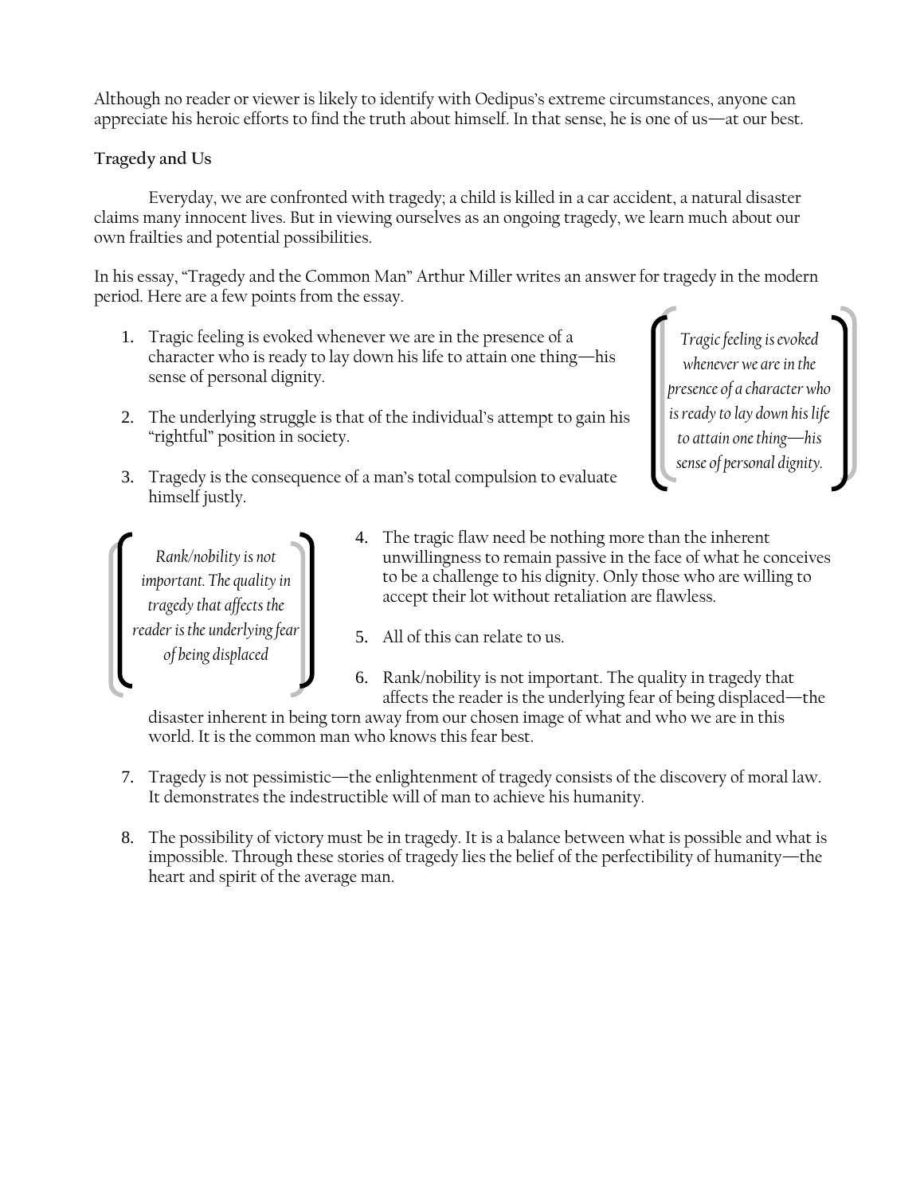Although no reader or viewer is likely to identify with Oedipus's extreme circumstances, anyone can appreciate his heroic efforts to find the truth about himself. In that sense, he is one of us—at our best.

**Tragedy and Us**

Everyday, we are confronted with tragedy; a child is killed in a car accident, a natural disaster claims many innocent lives. But in viewing ourselves as an ongoing tragedy, we learn much about our own frailties and potential possibilities.

In his essay, "Tragedy and the Common Man" Arthur Miller writes an answer for tragedy in the modern period. Here are a few points from the essay.

1. Tragic feeling is evoked whenever we are in the presence of a character who is ready to lay down his life to attain one thing—his sense of personal dignity.

2. The underlying struggle is that of the individual's attempt to gain his "rightful" position in society.

3. Tragedy is the consequence of a man's total compulsion to evaluate himself justly.

> *Tragic feeling is evoked whenever we are in the presence of a character who is ready to lay down his life to attain one thing—his sense of personal dignity.*

4. The tragic flaw need be nothing more than the inherent unwillingness to remain passive in the face of what he conceives to be a challenge to his dignity. Only those who are willing to accept their lot without retaliation are flawless.

5. All of this can relate to us.

6. Rank/nobility is not important. The quality in tragedy that affects the reader is the underlying fear of being displaced—the disaster inherent in being torn away from our chosen image of what and who we are in this world. It is the common man who knows this fear best.

> *Rank/nobility is not important. The quality in tragedy that affects the reader is the underlying fear of being displaced*

7. Tragedy is not pessimistic—the enlightenment of tragedy consists of the discovery of moral law. It demonstrates the indestructible will of man to achieve his humanity.

8. The possibility of victory must be in tragedy. It is a balance between what is possible and what is impossible. Through these stories of tragedy lies the belief of the perfectibility of humanity—the heart and spirit of the average man.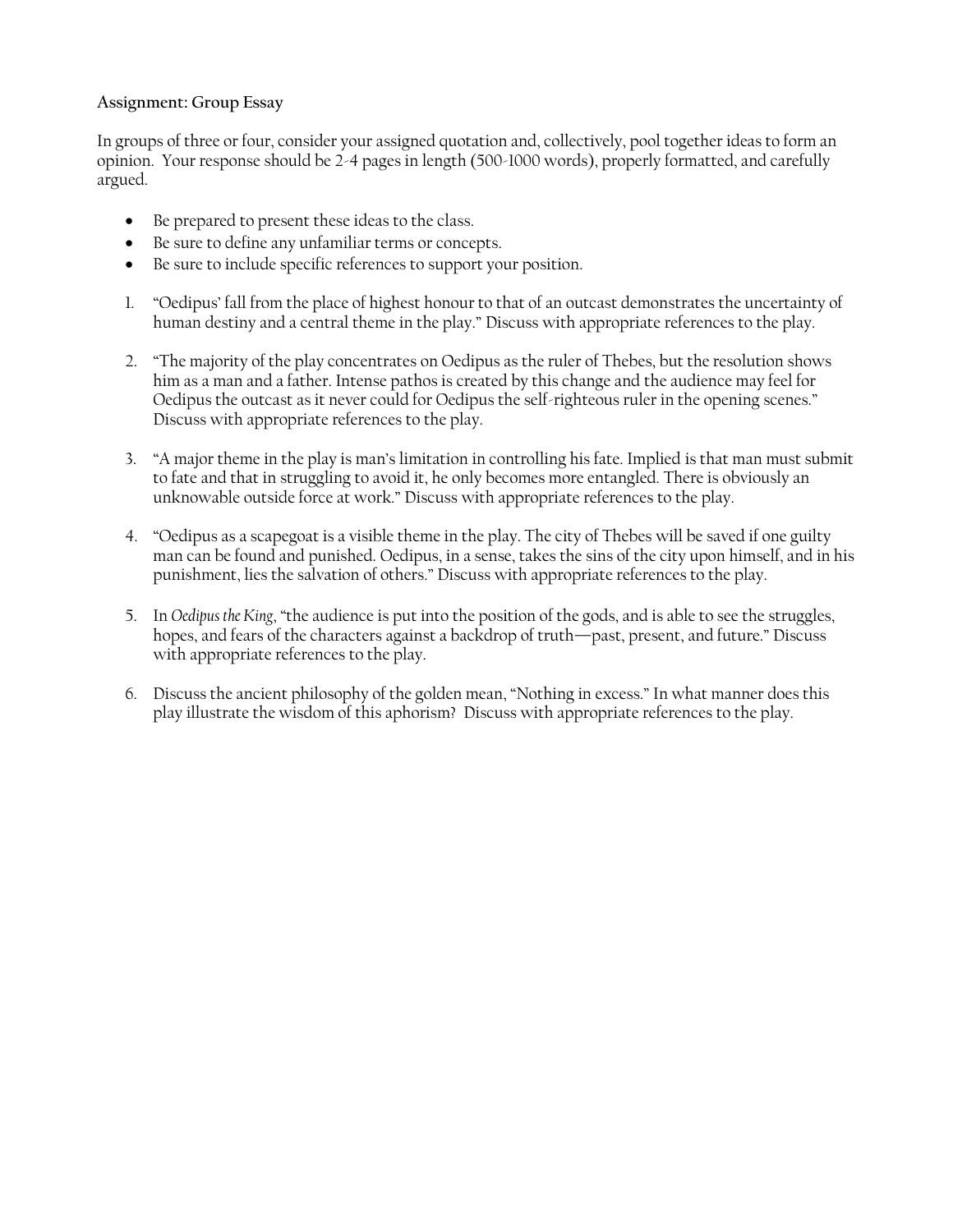**Assignment: Group Essay**

In groups of three or four, consider your assigned quotation and, collectively, pool together ideas to form an opinion. Your response should be 2-4 pages in length (500-1000 words), properly formatted, and carefully argued.

- Be prepared to present these ideas to the class.
- Be sure to define any unfamiliar terms or concepts.
- Be sure to include specific references to support your position.

1. "Oedipus' fall from the place of highest honour to that of an outcast demonstrates the uncertainty of human destiny and a central theme in the play." Discuss with appropriate references to the play.

2. "The majority of the play concentrates on Oedipus as the ruler of Thebes, but the resolution shows him as a man and a father. Intense pathos is created by this change and the audience may feel for Oedipus the outcast as it never could for Oedipus the self-righteous ruler in the opening scenes." Discuss with appropriate references to the play.

3. "A major theme in the play is man's limitation in controlling his fate. Implied is that man must submit to fate and that in struggling to avoid it, he only becomes more entangled. There is obviously an unknowable outside force at work." Discuss with appropriate references to the play.

4. "Oedipus as a scapegoat is a visible theme in the play. The city of Thebes will be saved if one guilty man can be found and punished. Oedipus, in a sense, takes the sins of the city upon himself, and in his punishment, lies the salvation of others." Discuss with appropriate references to the play.

5. In *Oedipus the King*, "the audience is put into the position of the gods, and is able to see the struggles, hopes, and fears of the characters against a backdrop of truth—past, present, and future." Discuss with appropriate references to the play.

6. Discuss the ancient philosophy of the golden mean, "Nothing in excess." In what manner does this play illustrate the wisdom of this aphorism? Discuss with appropriate references to the play.